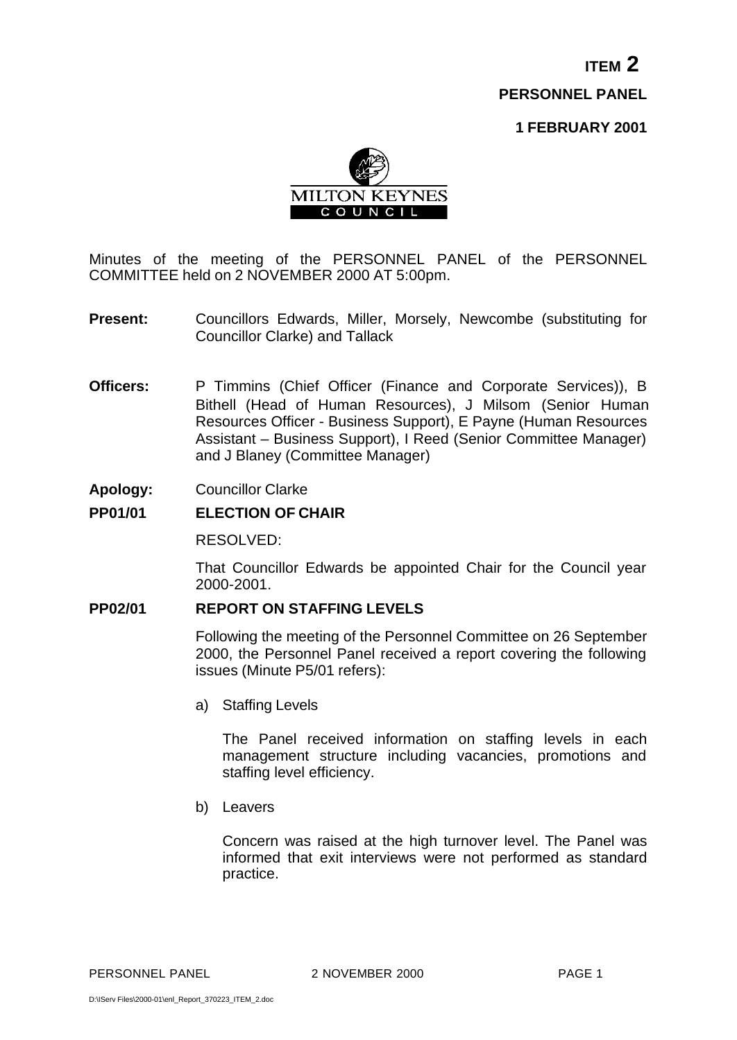**ITEM 2**

**PERSONNEL PANEL**

**1 FEBRUARY 2001**

MILTON KEYNES COUNCIL

Minutes of the meeting of the PERSONNEL PANEL of the PERSONNEL COMMITTEE held on 2 NOVEMBER 2000 AT 5:00pm.

**Present:** Councillors Edwards, Miller, Morsely, Newcombe (substituting for Councillor Clarke) and Tallack

**Officers:** P Timmins (Chief Officer (Finance and Corporate Services)), B Bithell (Head of Human Resources), J Milsom (Senior Human Resources Officer - Business Support), E Payne (Human Resources Assistant – Business Support), I Reed (Senior Committee Manager) and J Blaney (Committee Manager)

**Apology:** Councillor Clarke

**PP01/01 ELECTION OF CHAIR**

RESOLVED:

That Councillor Edwards be appointed Chair for the Council year 2000-2001.

**PP02/01 REPORT ON STAFFING LEVELS**

Following the meeting of the Personnel Committee on 26 September 2000, the Personnel Panel received a report covering the following issues (Minute P5/01 refers):

a) Staffing Levels

The Panel received information on staffing levels in each management structure including vacancies, promotions and staffing level efficiency.

b) Leavers

Concern was raised at the high turnover level. The Panel was informed that exit interviews were not performed as standard practice.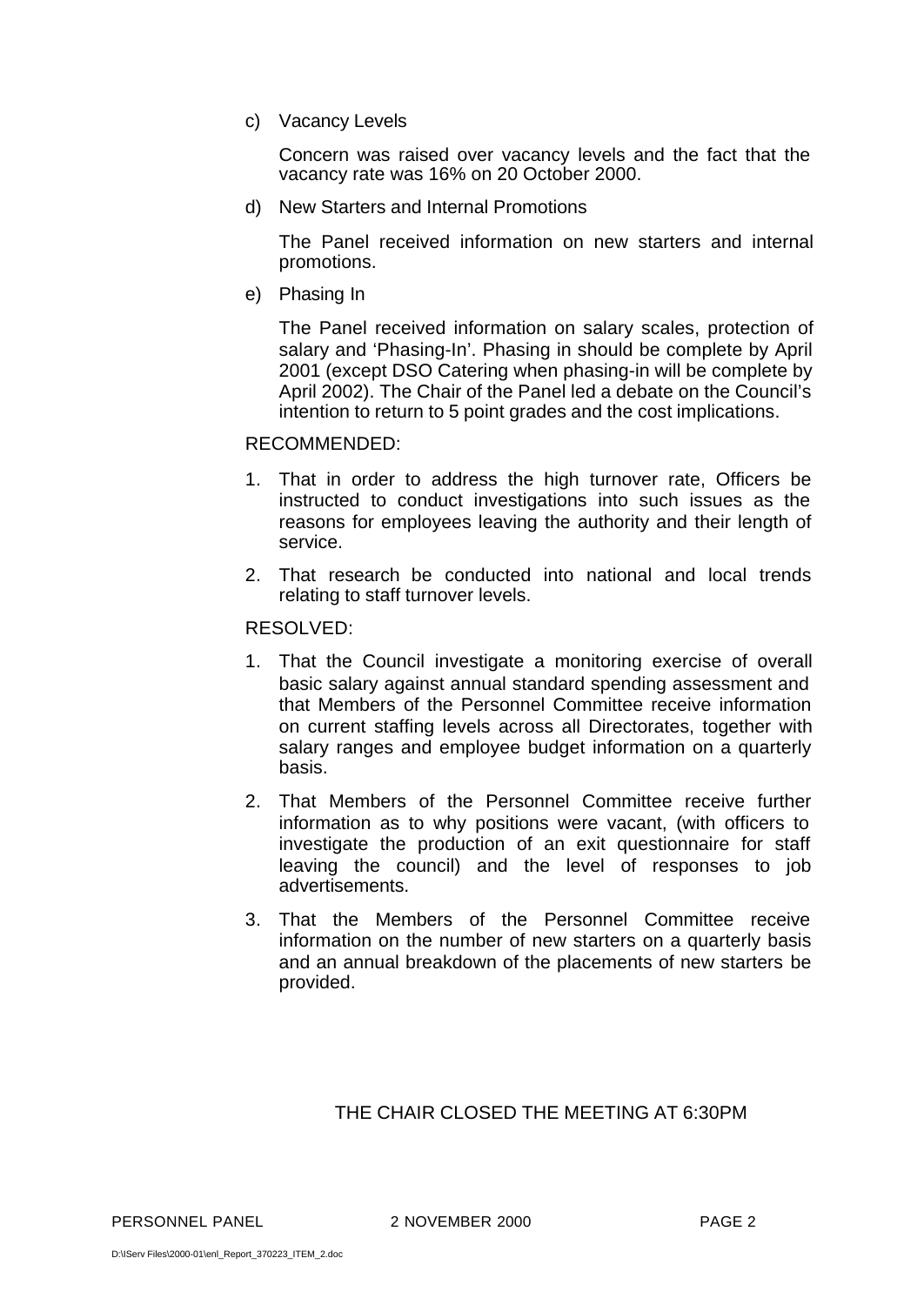c) Vacancy Levels

   Concern was raised over vacancy levels and the fact that the vacancy rate was 16% on 20 October 2000.

d) New Starters and Internal Promotions

   The Panel received information on new starters and internal promotions.

e) Phasing In

   The Panel received information on salary scales, protection of salary and 'Phasing-In'. Phasing in should be complete by April 2001 (except DSO Catering when phasing-in will be complete by April 2002). The Chair of the Panel led a debate on the Council's intention to return to 5 point grades and the cost implications.

RECOMMENDED:

1. That in order to address the high turnover rate, Officers be instructed to conduct investigations into such issues as the reasons for employees leaving the authority and their length of service.

2. That research be conducted into national and local trends relating to staff turnover levels.

RESOLVED:

1. That the Council investigate a monitoring exercise of overall basic salary against annual standard spending assessment and that Members of the Personnel Committee receive information on current staffing levels across all Directorates, together with salary ranges and employee budget information on a quarterly basis.

2. That Members of the Personnel Committee receive further information as to why positions were vacant, (with officers to investigate the production of an exit questionnaire for staff leaving the council) and the level of responses to job advertisements.

3. That the Members of the Personnel Committee receive information on the number of new starters on a quarterly basis and an annual breakdown of the placements of new starters be provided.

THE CHAIR CLOSED THE MEETING AT 6:30PM